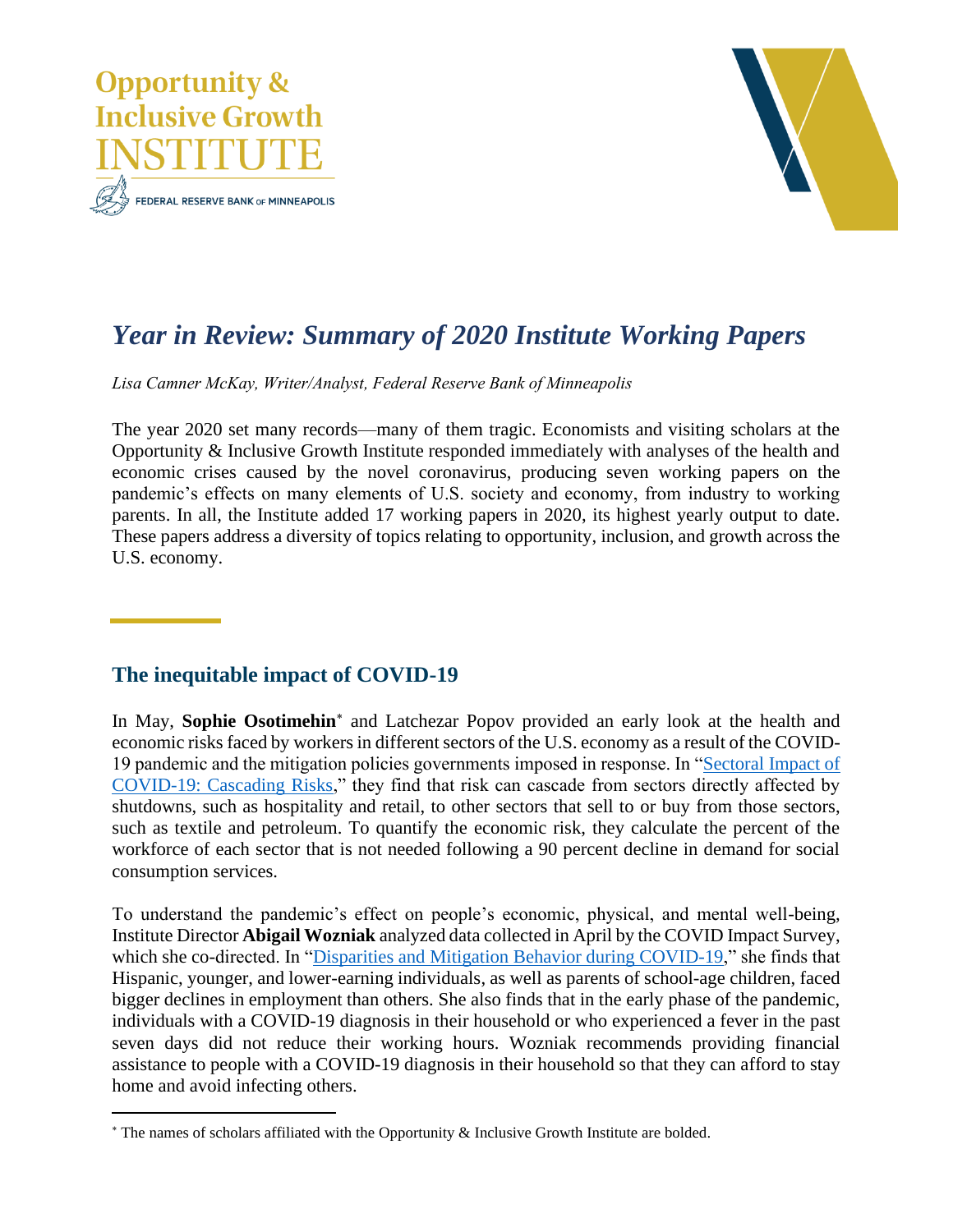Opportunity & Inclusive Growth INSTITUTE

FEDERAL RESERVE BANK OF MINNEAPOLIS

# *Year in Review: Summary of 2020 Institute Working Papers*

*Lisa Camner McKay, Writer/Analyst, Federal Reserve Bank of Minneapolis*

The year 2020 set many records—many of them tragic. Economists and visiting scholars at the Opportunity & Inclusive Growth Institute responded immediately with analyses of the health and economic crises caused by the novel coronavirus, producing seven working papers on the pandemic's effects on many elements of U.S. society and economy, from industry to working parents. In all, the Institute added 17 working papers in 2020, its highest yearly output to date. These papers address a diversity of topics relating to opportunity, inclusion, and growth across the U.S. economy.

## The inequitable impact of COVID-19

In May, **Sophie Osotimehin**[*] and Latchezar Popov provided an early look at the health and economic risks faced by workers in different sectors of the U.S. economy as a result of the COVID-19 pandemic and the mitigation policies governments imposed in response. In "Sectoral Impact of COVID-19: Cascading Risks," they find that risk can cascade from sectors directly affected by shutdowns, such as hospitality and retail, to other sectors that sell to or buy from those sectors, such as textile and petroleum. To quantify the economic risk, they calculate the percent of the workforce of each sector that is not needed following a 90 percent decline in demand for social consumption services.

To understand the pandemic's effect on people's economic, physical, and mental well-being, Institute Director **Abigail Wozniak** analyzed data collected in April by the COVID Impact Survey, which she co-directed. In "Disparities and Mitigation Behavior during COVID-19," she finds that Hispanic, younger, and lower-earning individuals, as well as parents of school-age children, faced bigger declines in employment than others. She also finds that in the early phase of the pandemic, individuals with a COVID-19 diagnosis in their household or who experienced a fever in the past seven days did not reduce their working hours. Wozniak recommends providing financial assistance to people with a COVID-19 diagnosis in their household so that they can afford to stay home and avoid infecting others.

[*] The names of scholars affiliated with the Opportunity & Inclusive Growth Institute are bolded.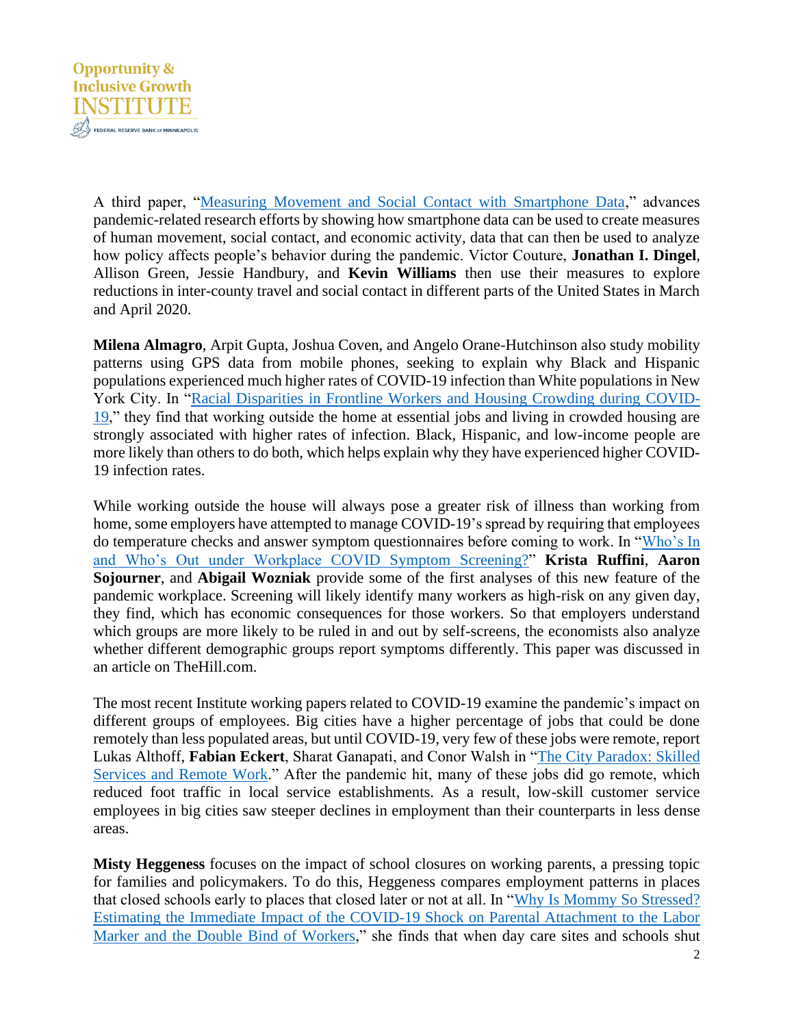A third paper, "[Measuring Movement and Social Contact with Smartphone Data](),'' advances pandemic-related research efforts by showing how smartphone data can be used to create measures of human movement, social contact, and economic activity, data that can then be used to analyze how policy affects people's behavior during the pandemic. Victor Couture, **Jonathan I. Dingel**, Allison Green, Jessie Handbury, and **Kevin Williams** then use their measures to explore reductions in inter-county travel and social contact in different parts of the United States in March and April 2020.

**Milena Almagro**, Arpit Gupta, Joshua Coven, and Angelo Orane-Hutchinson also study mobility patterns using GPS data from mobile phones, seeking to explain why Black and Hispanic populations experienced much higher rates of COVID-19 infection than White populations in New York City. In "Racial Disparities in Frontline Workers and Housing Crowding during COVID-19," they find that working outside the home at essential jobs and living in crowded housing are strongly associated with higher rates of infection. Black, Hispanic, and low-income people are more likely than others to do both, which helps explain why they have experienced higher COVID-19 infection rates.

While working outside the house will always pose a greater risk of illness than working from home, some employers have attempted to manage COVID-19's spread by requiring that employees do temperature checks and answer symptom questionnaires before coming to work. In "Who's In and Who's Out under Workplace COVID Symptom Screening?" **Krista Ruffini**, **Aaron Sojourner**, and **Abigail Wozniak** provide some of the first analyses of this new feature of the pandemic workplace. Screening will likely identify many workers as high-risk on any given day, they find, which has economic consequences for those workers. So that employers understand which groups are more likely to be ruled in and out by self-screens, the economists also analyze whether different demographic groups report symptoms differently. This paper was discussed in an article on TheHill.com.

The most recent Institute working papers related to COVID-19 examine the pandemic's impact on different groups of employees. Big cities have a higher percentage of jobs that could be done remotely than less populated areas, but until COVID-19, very few of these jobs were remote, report Lukas Althoff, **Fabian Eckert**, Sharat Ganapati, and Conor Walsh in "The City Paradox: Skilled Services and Remote Work." After the pandemic hit, many of these jobs did go remote, which reduced foot traffic in local service establishments. As a result, low-skill customer service employees in big cities saw steeper declines in employment than their counterparts in less dense areas.

**Misty Heggeness** focuses on the impact of school closures on working parents, a pressing topic for families and policymakers. To do this, Heggeness compares employment patterns in places that closed schools early to places that closed later or not at all. In "Why Is Mommy So Stressed? Estimating the Immediate Impact of the COVID-19 Shock on Parental Attachment to the Labor Marker and the Double Bind of Workers," she finds that when day care sites and schools shut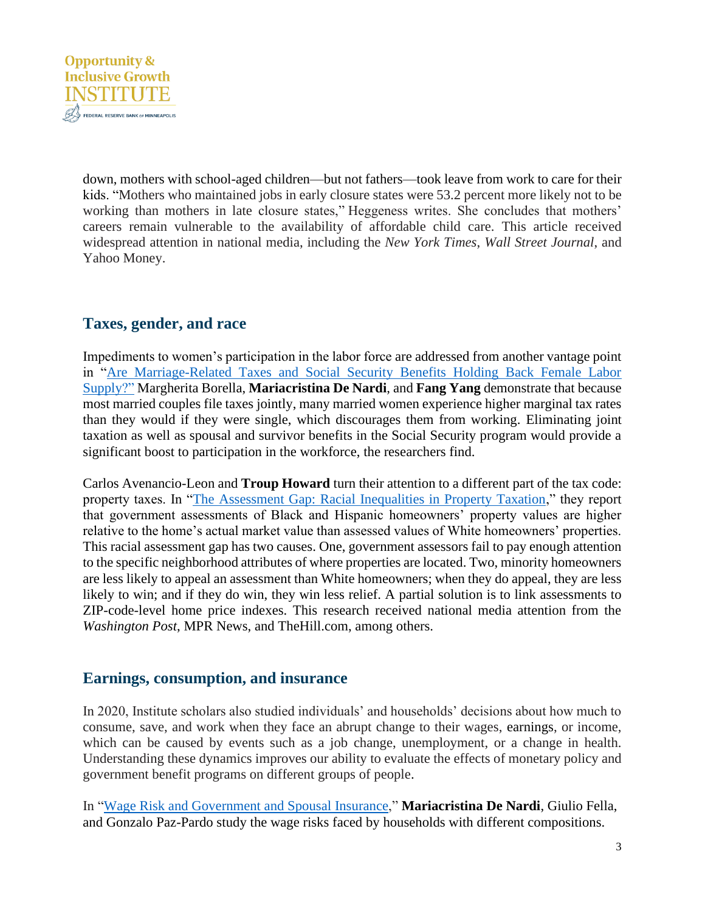down, mothers with school-aged children—but not fathers—took leave from work to care for their kids. "Mothers who maintained jobs in early closure states were 53.2 percent more likely not to be working than mothers in late closure states," Heggeness writes. She concludes that mothers' careers remain vulnerable to the availability of affordable child care. This article received widespread attention in national media, including the *New York Times*, *Wall Street Journal*, and Yahoo Money.

## Taxes, gender, and race

Impediments to women's participation in the labor force are addressed from another vantage point in "Are Marriage-Related Taxes and Social Security Benefits Holding Back Female Labor Supply?" Margherita Borella, **Mariacristina De Nardi**, and **Fang Yang** demonstrate that because most married couples file taxes jointly, many married women experience higher marginal tax rates than they would if they were single, which discourages them from working. Eliminating joint taxation as well as spousal and survivor benefits in the Social Security program would provide a significant boost to participation in the workforce, the researchers find.

Carlos Avenancio-Leon and **Troup Howard** turn their attention to a different part of the tax code: property taxes. In "The Assessment Gap: Racial Inequalities in Property Taxation," they report that government assessments of Black and Hispanic homeowners' property values are higher relative to the home's actual market value than assessed values of White homeowners' properties. This racial assessment gap has two causes. One, government assessors fail to pay enough attention to the specific neighborhood attributes of where properties are located. Two, minority homeowners are less likely to appeal an assessment than White homeowners; when they do appeal, they are less likely to win; and if they do win, they win less relief. A partial solution is to link assessments to ZIP-code-level home price indexes. This research received national media attention from the *Washington Post*, MPR News, and TheHill.com, among others.

## Earnings, consumption, and insurance

In 2020, Institute scholars also studied individuals' and households' decisions about how much to consume, save, and work when they face an abrupt change to their wages, earnings, or income, which can be caused by events such as a job change, unemployment, or a change in health. Understanding these dynamics improves our ability to evaluate the effects of monetary policy and government benefit programs on different groups of people.

In "Wage Risk and Government and Spousal Insurance," **Mariacristina De Nardi**, Giulio Fella, and Gonzalo Paz-Pardo study the wage risks faced by households with different compositions.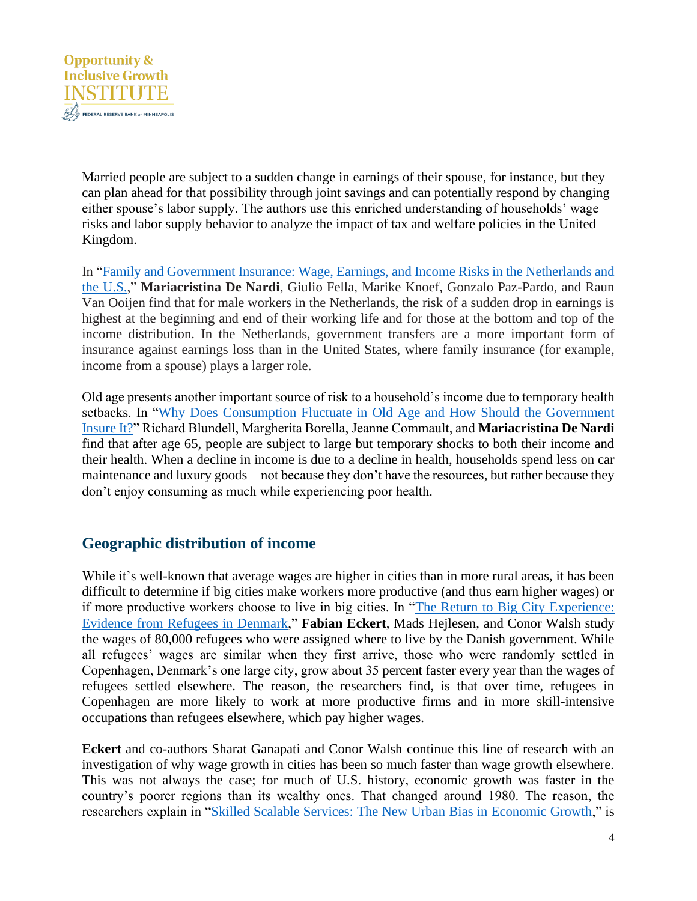Married people are subject to a sudden change in earnings of their spouse, for instance, but they can plan ahead for that possibility through joint savings and can potentially respond by changing either spouse's labor supply. The authors use this enriched understanding of households' wage risks and labor supply behavior to analyze the impact of tax and welfare policies in the United Kingdom.

In "[Family and Government Insurance: Wage, Earnings, and Income Risks in the Netherlands and the U.S.](#)," **Mariacristina De Nardi**, Giulio Fella, Marike Knoef, Gonzalo Paz-Pardo, and Raun Van Ooijen find that for male workers in the Netherlands, the risk of a sudden drop in earnings is highest at the beginning and end of their working life and for those at the bottom and top of the income distribution. In the Netherlands, government transfers are a more important form of insurance against earnings loss than in the United States, where family insurance (for example, income from a spouse) plays a larger role.

Old age presents another important source of risk to a household's income due to temporary health setbacks. In "[Why Does Consumption Fluctuate in Old Age and How Should the Government Insure It?](#)" Richard Blundell, Margherita Borella, Jeanne Commault, and **Mariacristina De Nardi** find that after age 65, people are subject to large but temporary shocks to both their income and their health. When a decline in income is due to a decline in health, households spend less on car maintenance and luxury goods—not because they don't have the resources, but rather because they don't enjoy consuming as much while experiencing poor health.

## Geographic distribution of income

While it's well-known that average wages are higher in cities than in more rural areas, it has been difficult to determine if big cities make workers more productive (and thus earn higher wages) or if more productive workers choose to live in big cities. In "[The Return to Big City Experience: Evidence from Refugees in Denmark](#)," **Fabian Eckert**, Mads Hejlesen, and Conor Walsh study the wages of 80,000 refugees who were assigned where to live by the Danish government. While all refugees' wages are similar when they first arrive, those who were randomly settled in Copenhagen, Denmark's one large city, grow about 35 percent faster every year than the wages of refugees settled elsewhere. The reason, the researchers find, is that over time, refugees in Copenhagen are more likely to work at more productive firms and in more skill-intensive occupations than refugees elsewhere, which pay higher wages.

**Eckert** and co-authors Sharat Ganapati and Conor Walsh continue this line of research with an investigation of why wage growth in cities has been so much faster than wage growth elsewhere. This was not always the case; for much of U.S. history, economic growth was faster in the country's poorer regions than its wealthy ones. That changed around 1980. The reason, the researchers explain in "[Skilled Scalable Services: The New Urban Bias in Economic Growth](#)," is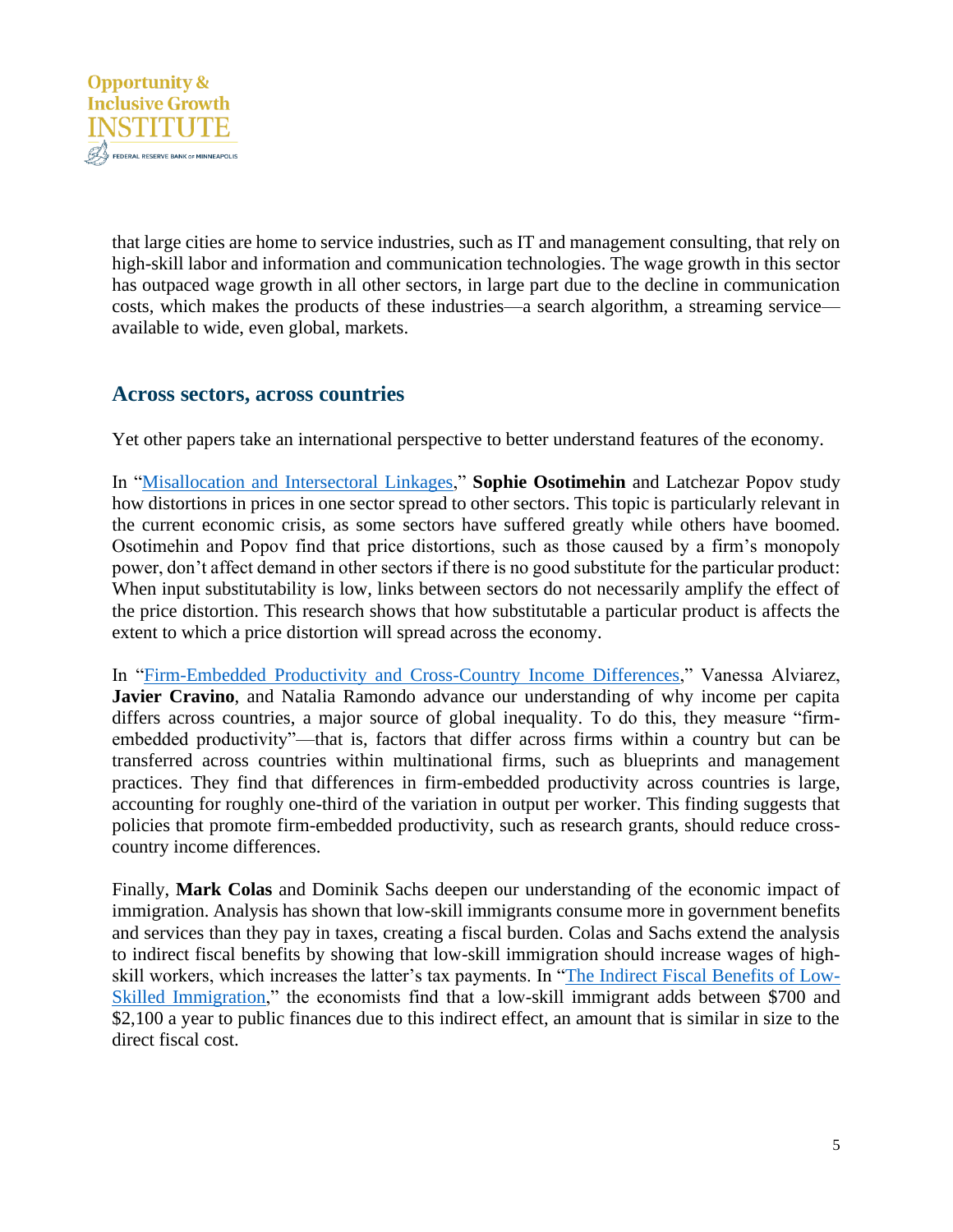that large cities are home to service industries, such as IT and management consulting, that rely on high-skill labor and information and communication technologies. The wage growth in this sector has outpaced wage growth in all other sectors, in large part due to the decline in communication costs, which makes the products of these industries—a search algorithm, a streaming service—available to wide, even global, markets.

## Across sectors, across countries

Yet other papers take an international perspective to better understand features of the economy.

In "[Misallocation and Intersectoral Linkages](#)," **Sophie Osotimehin** and Latchezar Popov study how distortions in prices in one sector spread to other sectors. This topic is particularly relevant in the current economic crisis, as some sectors have suffered greatly while others have boomed. Osotimehin and Popov find that price distortions, such as those caused by a firm's monopoly power, don't affect demand in other sectors if there is no good substitute for the particular product: When input substitutability is low, links between sectors do not necessarily amplify the effect of the price distortion. This research shows that how substitutable a particular product is affects the extent to which a price distortion will spread across the economy.

In "[Firm-Embedded Productivity and Cross-Country Income Differences](#)," Vanessa Alviarez, **Javier Cravino**, and Natalia Ramondo advance our understanding of why income per capita differs across countries, a major source of global inequality. To do this, they measure "firm-embedded productivity"—that is, factors that differ across firms within a country but can be transferred across countries within multinational firms, such as blueprints and management practices. They find that differences in firm-embedded productivity across countries is large, accounting for roughly one-third of the variation in output per worker. This finding suggests that policies that promote firm-embedded productivity, such as research grants, should reduce cross-country income differences.

Finally, **Mark Colas** and Dominik Sachs deepen our understanding of the economic impact of immigration. Analysis has shown that low-skill immigrants consume more in government benefits and services than they pay in taxes, creating a fiscal burden. Colas and Sachs extend the analysis to indirect fiscal benefits by showing that low-skill immigration should increase wages of high-skill workers, which increases the latter's tax payments. In "[The Indirect Fiscal Benefits of Low-Skilled Immigration](#)," the economists find that a low-skill immigrant adds between $700 and $2,100 a year to public finances due to this indirect effect, an amount that is similar in size to the direct fiscal cost.